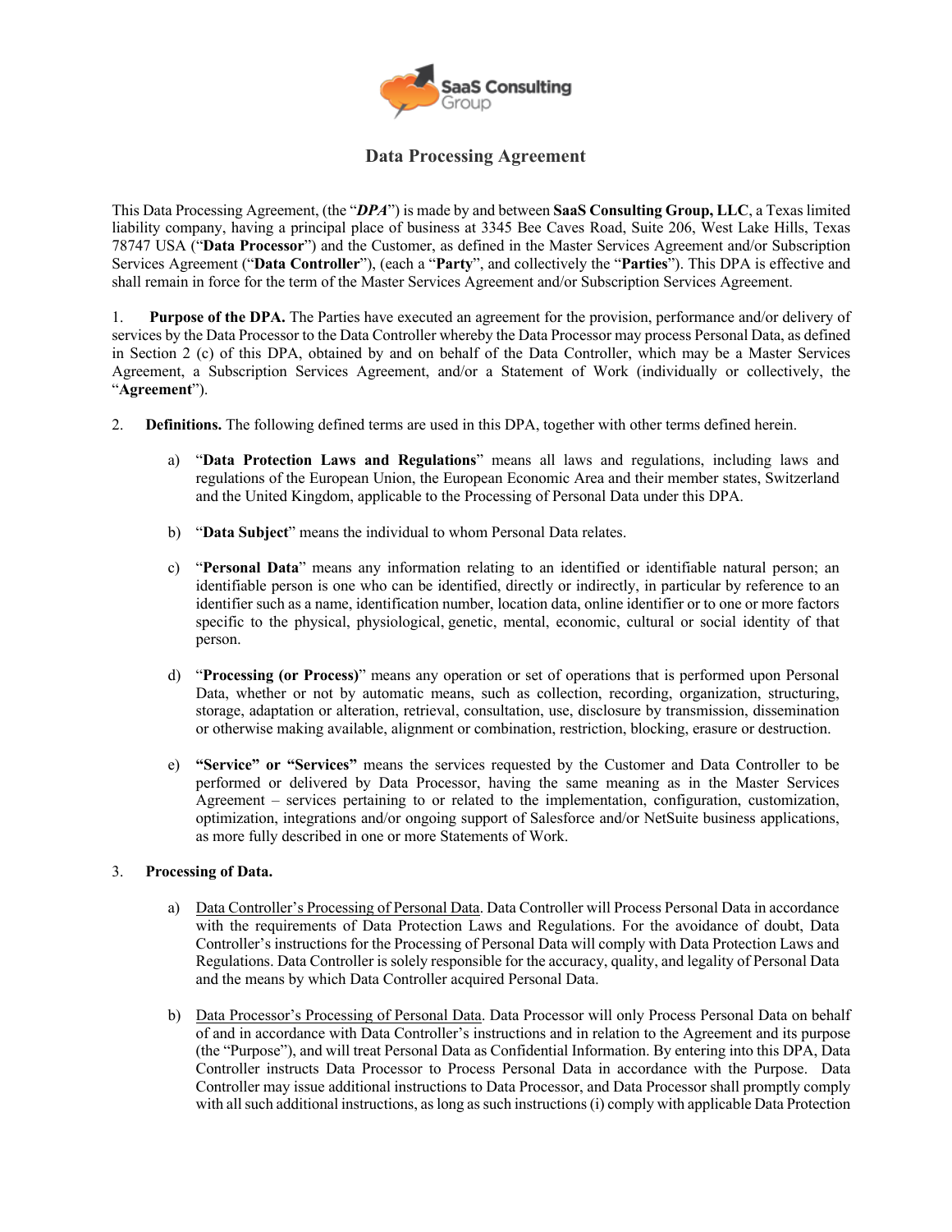# Data Processing Agreement

This Data Processing Agreement, (the "***DPA***") is made by and between **SaaS Consulting Group, LLC**, a Texas limited liability company, having a principal place of business at 3345 Bee Caves Road, Suite 206, West Lake Hills, Texas 78747 USA ("**Data Processor**") and the Customer, as defined in the Master Services Agreement and/or Subscription Services Agreement ("**Data Controller**"), (each a "**Party**", and collectively the "**Parties**"). This DPA is effective and shall remain in force for the term of the Master Services Agreement and/or Subscription Services Agreement.

1. **Purpose of the DPA.** The Parties have executed an agreement for the provision, performance and/or delivery of services by the Data Processor to the Data Controller whereby the Data Processor may process Personal Data, as defined in Section 2 (c) of this DPA, obtained by and on behalf of the Data Controller, which may be a Master Services Agreement, a Subscription Services Agreement, and/or a Statement of Work (individually or collectively, the "**Agreement**").

2. **Definitions.** The following defined terms are used in this DPA, together with other terms defined herein.

   a) "**Data Protection Laws and Regulations**" means all laws and regulations, including laws and regulations of the European Union, the European Economic Area and their member states, Switzerland and the United Kingdom, applicable to the Processing of Personal Data under this DPA.

   b) "**Data Subject**" means the individual to whom Personal Data relates.

   c) "**Personal Data**" means any information relating to an identified or identifiable natural person; an identifiable person is one who can be identified, directly or indirectly, in particular by reference to an identifier such as a name, identification number, location data, online identifier or to one or more factors specific to the physical, physiological, genetic, mental, economic, cultural or social identity of that person.

   d) "**Processing (or Process)**" means any operation or set of operations that is performed upon Personal Data, whether or not by automatic means, such as collection, recording, organization, structuring, storage, adaptation or alteration, retrieval, consultation, use, disclosure by transmission, dissemination or otherwise making available, alignment or combination, restriction, blocking, erasure or destruction.

   e) **"Service" or "Services"** means the services requested by the Customer and Data Controller to be performed or delivered by Data Processor, having the same meaning as in the Master Services Agreement – services pertaining to or related to the implementation, configuration, customization, optimization, integrations and/or ongoing support of Salesforce and/or NetSuite business applications, as more fully described in one or more Statements of Work.

3. **Processing of Data.**

   a) Data Controller's Processing of Personal Data. Data Controller will Process Personal Data in accordance with the requirements of Data Protection Laws and Regulations. For the avoidance of doubt, Data Controller's instructions for the Processing of Personal Data will comply with Data Protection Laws and Regulations. Data Controller is solely responsible for the accuracy, quality, and legality of Personal Data and the means by which Data Controller acquired Personal Data.

   b) Data Processor's Processing of Personal Data. Data Processor will only Process Personal Data on behalf of and in accordance with Data Controller's instructions and in relation to the Agreement and its purpose (the "Purpose"), and will treat Personal Data as Confidential Information. By entering into this DPA, Data Controller instructs Data Processor to Process Personal Data in accordance with the Purpose. Data Controller may issue additional instructions to Data Processor, and Data Processor shall promptly comply with all such additional instructions, as long as such instructions (i) comply with applicable Data Protection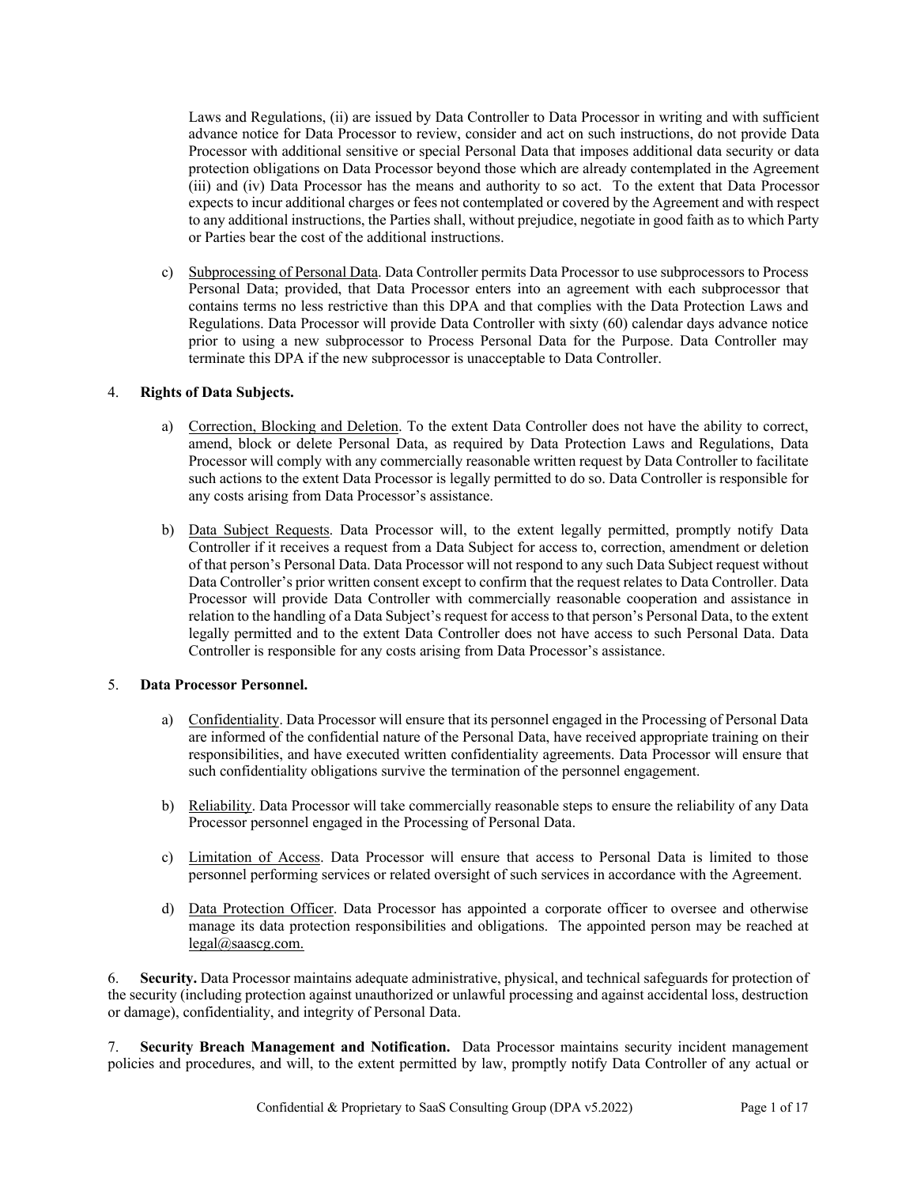Laws and Regulations, (ii) are issued by Data Controller to Data Processor in writing and with sufficient advance notice for Data Processor to review, consider and act on such instructions, do not provide Data Processor with additional sensitive or special Personal Data that imposes additional data security or data protection obligations on Data Processor beyond those which are already contemplated in the Agreement (iii) and (iv) Data Processor has the means and authority to so act. To the extent that Data Processor expects to incur additional charges or fees not contemplated or covered by the Agreement and with respect to any additional instructions, the Parties shall, without prejudice, negotiate in good faith as to which Party or Parties bear the cost of the additional instructions.

c) Subprocessing of Personal Data. Data Controller permits Data Processor to use subprocessors to Process Personal Data; provided, that Data Processor enters into an agreement with each subprocessor that contains terms no less restrictive than this DPA and that complies with the Data Protection Laws and Regulations. Data Processor will provide Data Controller with sixty (60) calendar days advance notice prior to using a new subprocessor to Process Personal Data for the Purpose. Data Controller may terminate this DPA if the new subprocessor is unacceptable to Data Controller.

4. **Rights of Data Subjects.**

a) Correction, Blocking and Deletion. To the extent Data Controller does not have the ability to correct, amend, block or delete Personal Data, as required by Data Protection Laws and Regulations, Data Processor will comply with any commercially reasonable written request by Data Controller to facilitate such actions to the extent Data Processor is legally permitted to do so. Data Controller is responsible for any costs arising from Data Processor's assistance.

b) Data Subject Requests. Data Processor will, to the extent legally permitted, promptly notify Data Controller if it receives a request from a Data Subject for access to, correction, amendment or deletion of that person's Personal Data. Data Processor will not respond to any such Data Subject request without Data Controller's prior written consent except to confirm that the request relates to Data Controller. Data Processor will provide Data Controller with commercially reasonable cooperation and assistance in relation to the handling of a Data Subject's request for access to that person's Personal Data, to the extent legally permitted and to the extent Data Controller does not have access to such Personal Data. Data Controller is responsible for any costs arising from Data Processor's assistance.

5. **Data Processor Personnel.**

a) Confidentiality. Data Processor will ensure that its personnel engaged in the Processing of Personal Data are informed of the confidential nature of the Personal Data, have received appropriate training on their responsibilities, and have executed written confidentiality agreements. Data Processor will ensure that such confidentiality obligations survive the termination of the personnel engagement.

b) Reliability. Data Processor will take commercially reasonable steps to ensure the reliability of any Data Processor personnel engaged in the Processing of Personal Data.

c) Limitation of Access. Data Processor will ensure that access to Personal Data is limited to those personnel performing services or related oversight of such services in accordance with the Agreement.

d) Data Protection Officer. Data Processor has appointed a corporate officer to oversee and otherwise manage its data protection responsibilities and obligations. The appointed person may be reached at legal@saascg.com.

6. **Security.** Data Processor maintains adequate administrative, physical, and technical safeguards for protection of the security (including protection against unauthorized or unlawful processing and against accidental loss, destruction or damage), confidentiality, and integrity of Personal Data.

7. **Security Breach Management and Notification.** Data Processor maintains security incident management policies and procedures, and will, to the extent permitted by law, promptly notify Data Controller of any actual or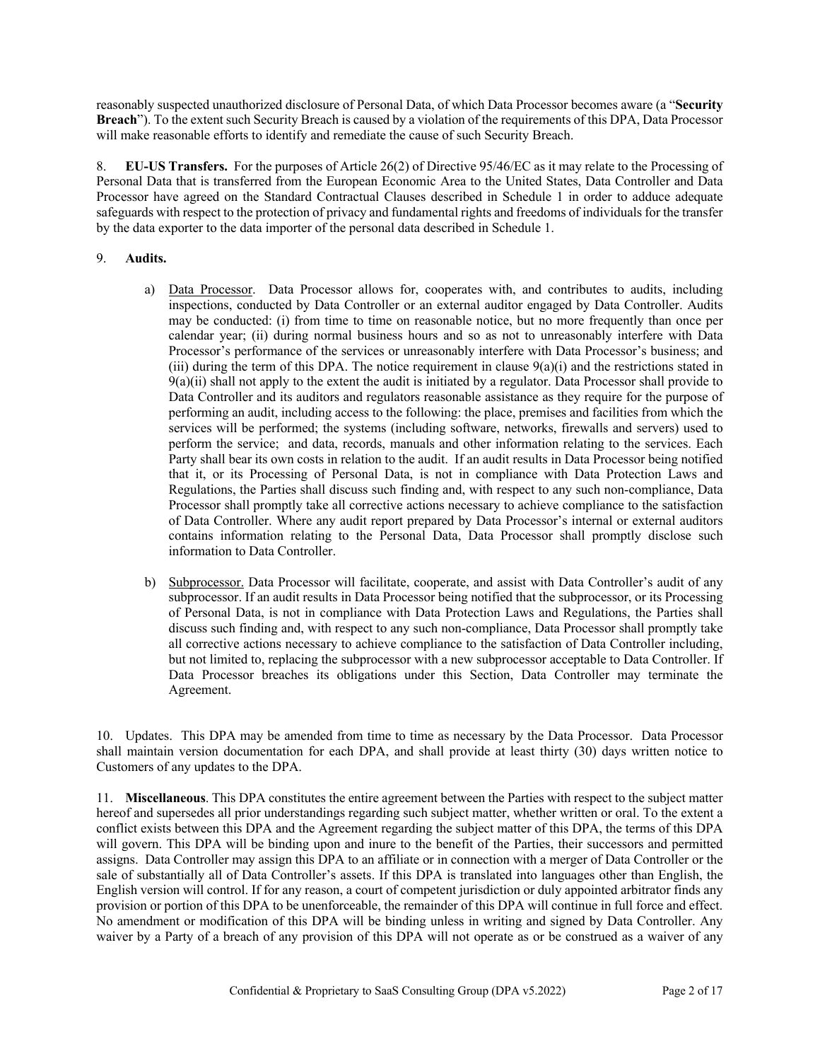reasonably suspected unauthorized disclosure of Personal Data, of which Data Processor becomes aware (a "**Security Breach**"). To the extent such Security Breach is caused by a violation of the requirements of this DPA, Data Processor will make reasonable efforts to identify and remediate the cause of such Security Breach.

8. **EU-US Transfers.** For the purposes of Article 26(2) of Directive 95/46/EC as it may relate to the Processing of Personal Data that is transferred from the European Economic Area to the United States, Data Controller and Data Processor have agreed on the Standard Contractual Clauses described in Schedule 1 in order to adduce adequate safeguards with respect to the protection of privacy and fundamental rights and freedoms of individuals for the transfer by the data exporter to the data importer of the personal data described in Schedule 1.

9. **Audits.**

a) Data Processor. Data Processor allows for, cooperates with, and contributes to audits, including inspections, conducted by Data Controller or an external auditor engaged by Data Controller. Audits may be conducted: (i) from time to time on reasonable notice, but no more frequently than once per calendar year; (ii) during normal business hours and so as not to unreasonably interfere with Data Processor's performance of the services or unreasonably interfere with Data Processor's business; and (iii) during the term of this DPA. The notice requirement in clause 9(a)(i) and the restrictions stated in 9(a)(ii) shall not apply to the extent the audit is initiated by a regulator. Data Processor shall provide to Data Controller and its auditors and regulators reasonable assistance as they require for the purpose of performing an audit, including access to the following: the place, premises and facilities from which the services will be performed; the systems (including software, networks, firewalls and servers) used to perform the service; and data, records, manuals and other information relating to the services. Each Party shall bear its own costs in relation to the audit. If an audit results in Data Processor being notified that it, or its Processing of Personal Data, is not in compliance with Data Protection Laws and Regulations, the Parties shall discuss such finding and, with respect to any such non-compliance, Data Processor shall promptly take all corrective actions necessary to achieve compliance to the satisfaction of Data Controller. Where any audit report prepared by Data Processor's internal or external auditors contains information relating to the Personal Data, Data Processor shall promptly disclose such information to Data Controller.

b) Subprocessor. Data Processor will facilitate, cooperate, and assist with Data Controller's audit of any subprocessor. If an audit results in Data Processor being notified that the subprocessor, or its Processing of Personal Data, is not in compliance with Data Protection Laws and Regulations, the Parties shall discuss such finding and, with respect to any such non-compliance, Data Processor shall promptly take all corrective actions necessary to achieve compliance to the satisfaction of Data Controller including, but not limited to, replacing the subprocessor with a new subprocessor acceptable to Data Controller. If Data Processor breaches its obligations under this Section, Data Controller may terminate the Agreement.

10. Updates. This DPA may be amended from time to time as necessary by the Data Processor. Data Processor shall maintain version documentation for each DPA, and shall provide at least thirty (30) days written notice to Customers of any updates to the DPA.

11. **Miscellaneous**. This DPA constitutes the entire agreement between the Parties with respect to the subject matter hereof and supersedes all prior understandings regarding such subject matter, whether written or oral. To the extent a conflict exists between this DPA and the Agreement regarding the subject matter of this DPA, the terms of this DPA will govern. This DPA will be binding upon and inure to the benefit of the Parties, their successors and permitted assigns. Data Controller may assign this DPA to an affiliate or in connection with a merger of Data Controller or the sale of substantially all of Data Controller's assets. If this DPA is translated into languages other than English, the English version will control. If for any reason, a court of competent jurisdiction or duly appointed arbitrator finds any provision or portion of this DPA to be unenforceable, the remainder of this DPA will continue in full force and effect. No amendment or modification of this DPA will be binding unless in writing and signed by Data Controller. Any waiver by a Party of a breach of any provision of this DPA will not operate as or be construed as a waiver of any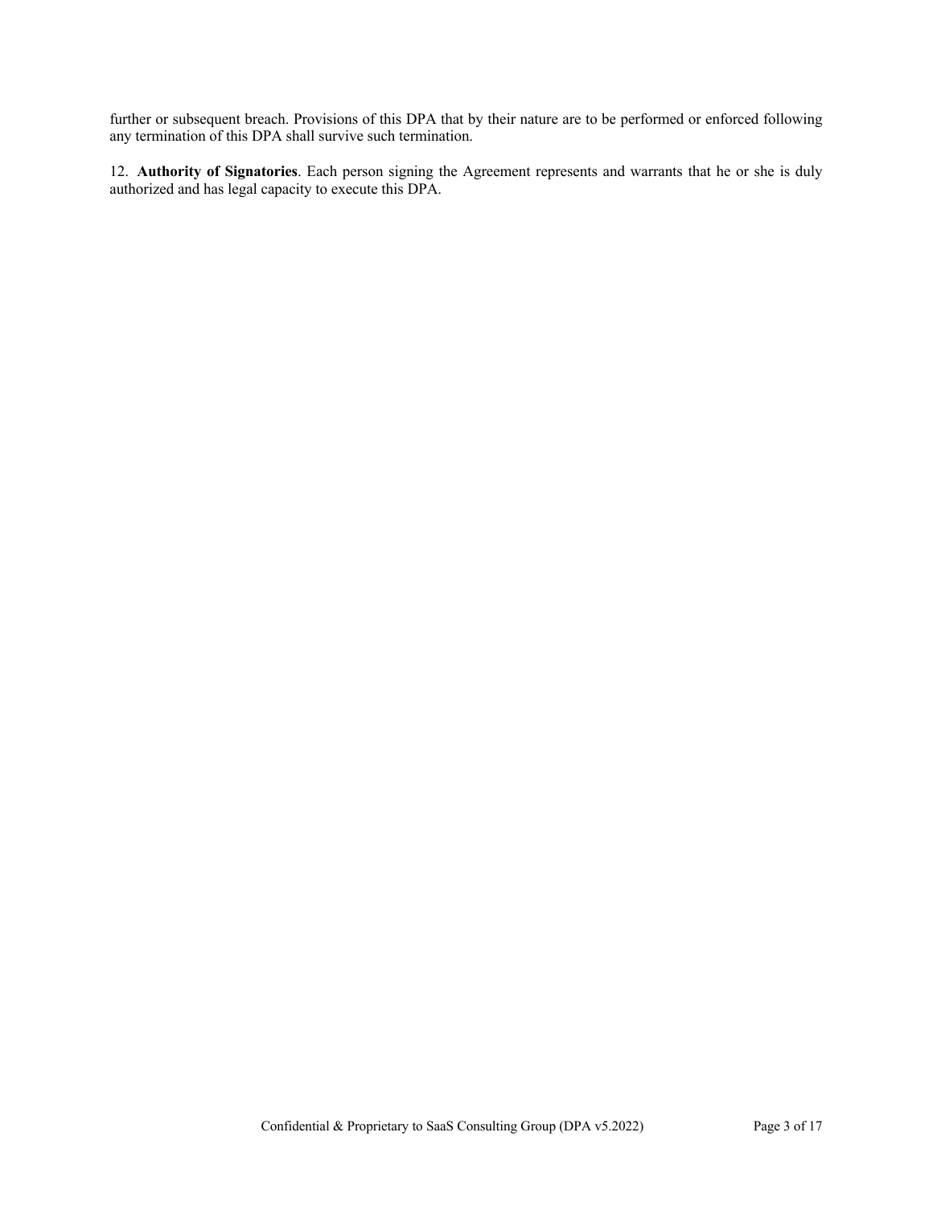further or subsequent breach. Provisions of this DPA that by their nature are to be performed or enforced following any termination of this DPA shall survive such termination.

12. **Authority of Signatories**. Each person signing the Agreement represents and warrants that he or she is duly authorized and has legal capacity to execute this DPA.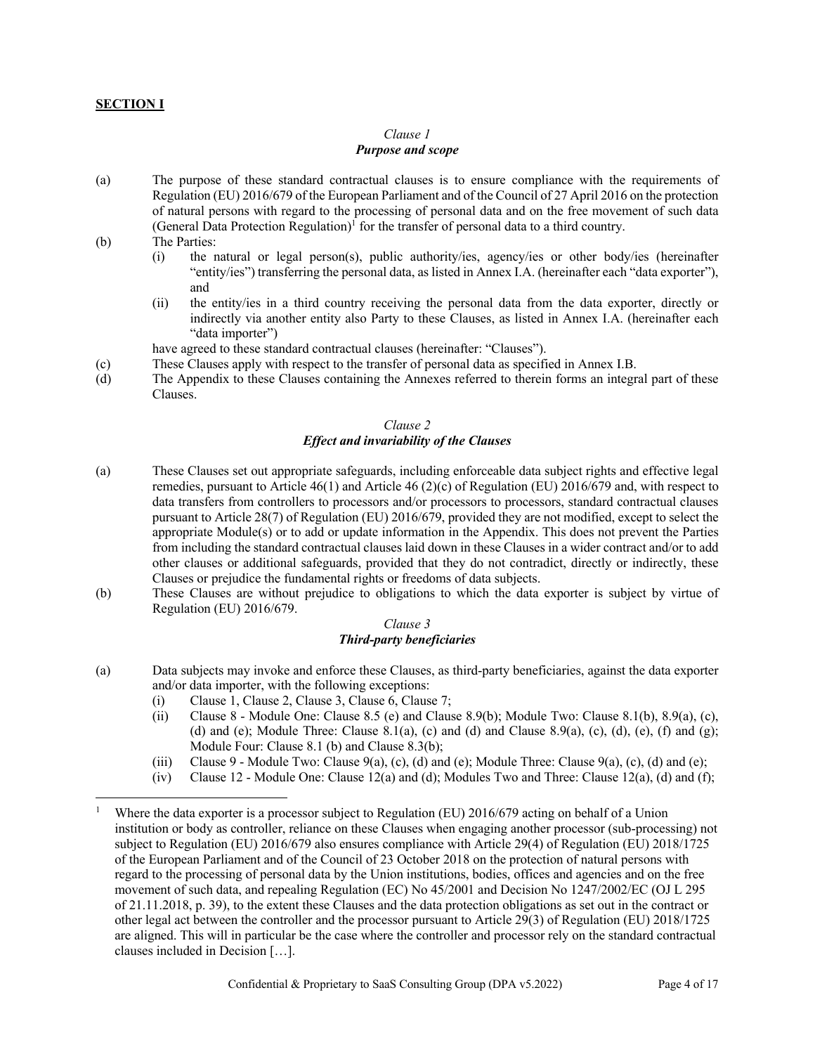## SECTION I

*Clause 1*
***Purpose and scope***

(a) The purpose of these standard contractual clauses is to ensure compliance with the requirements of Regulation (EU) 2016/679 of the European Parliament and of the Council of 27 April 2016 on the protection of natural persons with regard to the processing of personal data and on the free movement of such data (General Data Protection Regulation)[1] for the transfer of personal data to a third country.

(b) The Parties:
   (i) the natural or legal person(s), public authority/ies, agency/ies or other body/ies (hereinafter "entity/ies") transferring the personal data, as listed in Annex I.A. (hereinafter each "data exporter"), and
   (ii) the entity/ies in a third country receiving the personal data from the data exporter, directly or indirectly via another entity also Party to these Clauses, as listed in Annex I.A. (hereinafter each "data importer")

   have agreed to these standard contractual clauses (hereinafter: "Clauses").

(c) These Clauses apply with respect to the transfer of personal data as specified in Annex I.B.

(d) The Appendix to these Clauses containing the Annexes referred to therein forms an integral part of these Clauses.

*Clause 2*
***Effect and invariability of the Clauses***

(a) These Clauses set out appropriate safeguards, including enforceable data subject rights and effective legal remedies, pursuant to Article 46(1) and Article 46 (2)(c) of Regulation (EU) 2016/679 and, with respect to data transfers from controllers to processors and/or processors to processors, standard contractual clauses pursuant to Article 28(7) of Regulation (EU) 2016/679, provided they are not modified, except to select the appropriate Module(s) or to add or update information in the Appendix. This does not prevent the Parties from including the standard contractual clauses laid down in these Clauses in a wider contract and/or to add other clauses or additional safeguards, provided that they do not contradict, directly or indirectly, these Clauses or prejudice the fundamental rights or freedoms of data subjects.

(b) These Clauses are without prejudice to obligations to which the data exporter is subject by virtue of Regulation (EU) 2016/679.

*Clause 3*
***Third-party beneficiaries***

(a) Data subjects may invoke and enforce these Clauses, as third-party beneficiaries, against the data exporter and/or data importer, with the following exceptions:
   (i) Clause 1, Clause 2, Clause 3, Clause 6, Clause 7;
   (ii) Clause 8 - Module One: Clause 8.5 (e) and Clause 8.9(b); Module Two: Clause 8.1(b), 8.9(a), (c), (d) and (e); Module Three: Clause 8.1(a), (c) and (d) and Clause 8.9(a), (c), (d), (e), (f) and (g); Module Four: Clause 8.1 (b) and Clause 8.3(b);
   (iii) Clause 9 - Module Two: Clause 9(a), (c), (d) and (e); Module Three: Clause 9(a), (c), (d) and (e);
   (iv) Clause 12 - Module One: Clause 12(a) and (d); Modules Two and Three: Clause 12(a), (d) and (f);

[1] Where the data exporter is a processor subject to Regulation (EU) 2016/679 acting on behalf of a Union institution or body as controller, reliance on these Clauses when engaging another processor (sub-processing) not subject to Regulation (EU) 2016/679 also ensures compliance with Article 29(4) of Regulation (EU) 2018/1725 of the European Parliament and of the Council of 23 October 2018 on the protection of natural persons with regard to the processing of personal data by the Union institutions, bodies, offices and agencies and on the free movement of such data, and repealing Regulation (EC) No 45/2001 and Decision No 1247/2002/EC (OJ L 295 of 21.11.2018, p. 39), to the extent these Clauses and the data protection obligations as set out in the contract or other legal act between the controller and the processor pursuant to Article 29(3) of Regulation (EU) 2018/1725 are aligned. This will in particular be the case where the controller and processor rely on the standard contractual clauses included in Decision […].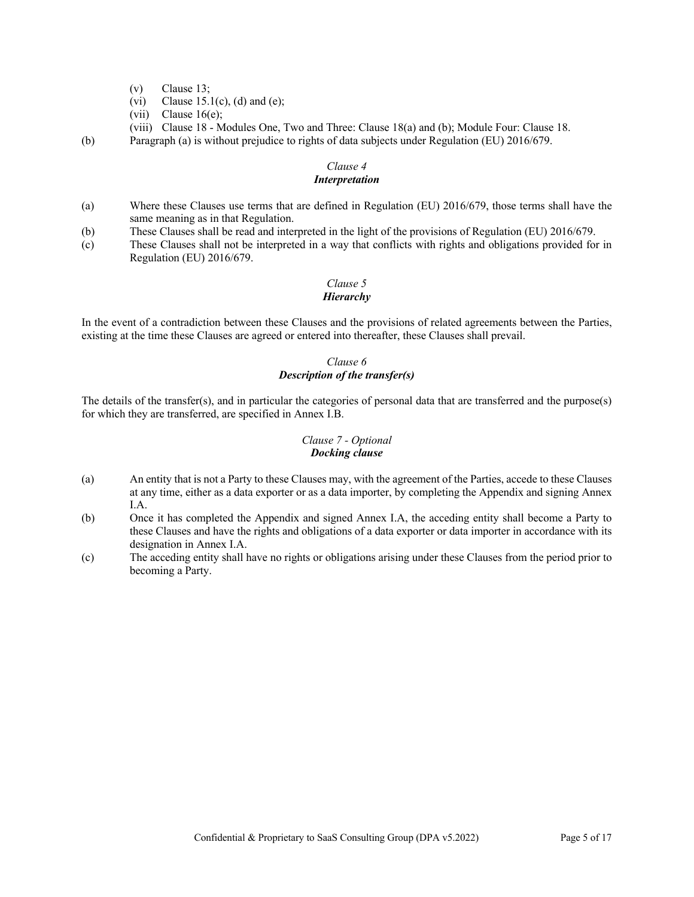(v) Clause 13;

(vi) Clause 15.1(c), (d) and (e);

(vii) Clause 16(e);

(viii) Clause 18 - Modules One, Two and Three: Clause 18(a) and (b); Module Four: Clause 18.

(b) Paragraph (a) is without prejudice to rights of data subjects under Regulation (EU) 2016/679.

### *Clause 4*
### ***Interpretation***

(a) Where these Clauses use terms that are defined in Regulation (EU) 2016/679, those terms shall have the same meaning as in that Regulation.

(b) These Clauses shall be read and interpreted in the light of the provisions of Regulation (EU) 2016/679.

(c) These Clauses shall not be interpreted in a way that conflicts with rights and obligations provided for in Regulation (EU) 2016/679.

### *Clause 5*
### ***Hierarchy***

In the event of a contradiction between these Clauses and the provisions of related agreements between the Parties, existing at the time these Clauses are agreed or entered into thereafter, these Clauses shall prevail.

### *Clause 6*
### ***Description of the transfer(s)***

The details of the transfer(s), and in particular the categories of personal data that are transferred and the purpose(s) for which they are transferred, are specified in Annex I.B.

### *Clause 7 - Optional*
### ***Docking clause***

(a) An entity that is not a Party to these Clauses may, with the agreement of the Parties, accede to these Clauses at any time, either as a data exporter or as a data importer, by completing the Appendix and signing Annex I.A.

(b) Once it has completed the Appendix and signed Annex I.A, the acceding entity shall become a Party to these Clauses and have the rights and obligations of a data exporter or data importer in accordance with its designation in Annex I.A.

(c) The acceding entity shall have no rights or obligations arising under these Clauses from the period prior to becoming a Party.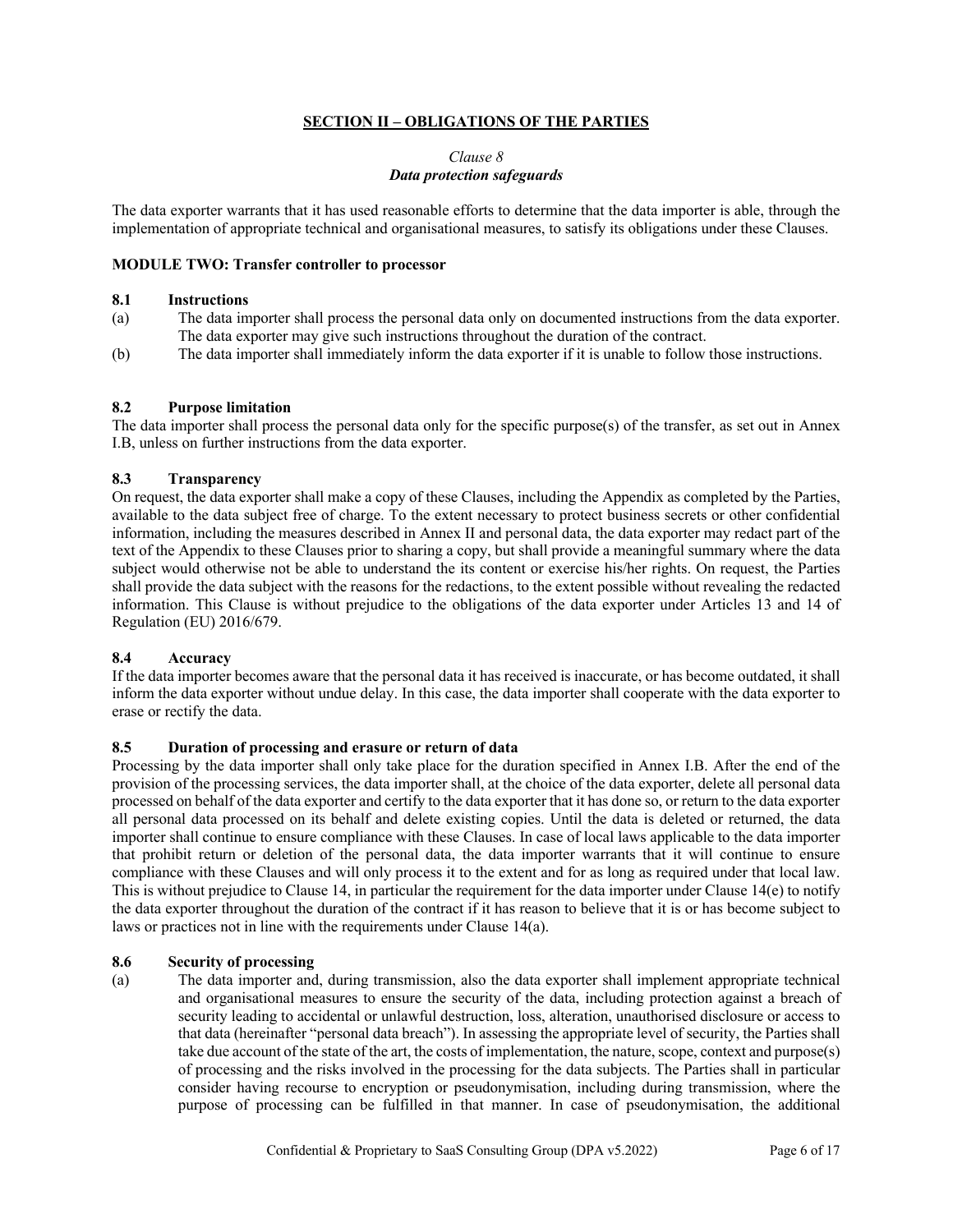## SECTION II – OBLIGATIONS OF THE PARTIES

### *Clause 8*
### ***Data protection safeguards***

The data exporter warrants that it has used reasonable efforts to determine that the data importer is able, through the implementation of appropriate technical and organisational measures, to satisfy its obligations under these Clauses.

**MODULE TWO: Transfer controller to processor**

**8.1 Instructions**

(a) The data importer shall process the personal data only on documented instructions from the data exporter. The data exporter may give such instructions throughout the duration of the contract.

(b) The data importer shall immediately inform the data exporter if it is unable to follow those instructions.

**8.2 Purpose limitation**

The data importer shall process the personal data only for the specific purpose(s) of the transfer, as set out in Annex I.B, unless on further instructions from the data exporter.

**8.3 Transparency**

On request, the data exporter shall make a copy of these Clauses, including the Appendix as completed by the Parties, available to the data subject free of charge. To the extent necessary to protect business secrets or other confidential information, including the measures described in Annex II and personal data, the data exporter may redact part of the text of the Appendix to these Clauses prior to sharing a copy, but shall provide a meaningful summary where the data subject would otherwise not be able to understand the its content or exercise his/her rights. On request, the Parties shall provide the data subject with the reasons for the redactions, to the extent possible without revealing the redacted information. This Clause is without prejudice to the obligations of the data exporter under Articles 13 and 14 of Regulation (EU) 2016/679.

**8.4 Accuracy**

If the data importer becomes aware that the personal data it has received is inaccurate, or has become outdated, it shall inform the data exporter without undue delay. In this case, the data importer shall cooperate with the data exporter to erase or rectify the data.

**8.5 Duration of processing and erasure or return of data**

Processing by the data importer shall only take place for the duration specified in Annex I.B. After the end of the provision of the processing services, the data importer shall, at the choice of the data exporter, delete all personal data processed on behalf of the data exporter and certify to the data exporter that it has done so, or return to the data exporter all personal data processed on its behalf and delete existing copies. Until the data is deleted or returned, the data importer shall continue to ensure compliance with these Clauses. In case of local laws applicable to the data importer that prohibit return or deletion of the personal data, the data importer warrants that it will continue to ensure compliance with these Clauses and will only process it to the extent and for as long as required under that local law. This is without prejudice to Clause 14, in particular the requirement for the data importer under Clause 14(e) to notify the data exporter throughout the duration of the contract if it has reason to believe that it is or has become subject to laws or practices not in line with the requirements under Clause 14(a).

**8.6 Security of processing**

(a) The data importer and, during transmission, also the data exporter shall implement appropriate technical and organisational measures to ensure the security of the data, including protection against a breach of security leading to accidental or unlawful destruction, loss, alteration, unauthorised disclosure or access to that data (hereinafter "personal data breach"). In assessing the appropriate level of security, the Parties shall take due account of the state of the art, the costs of implementation, the nature, scope, context and purpose(s) of processing and the risks involved in the processing for the data subjects. The Parties shall in particular consider having recourse to encryption or pseudonymisation, including during transmission, where the purpose of processing can be fulfilled in that manner. In case of pseudonymisation, the additional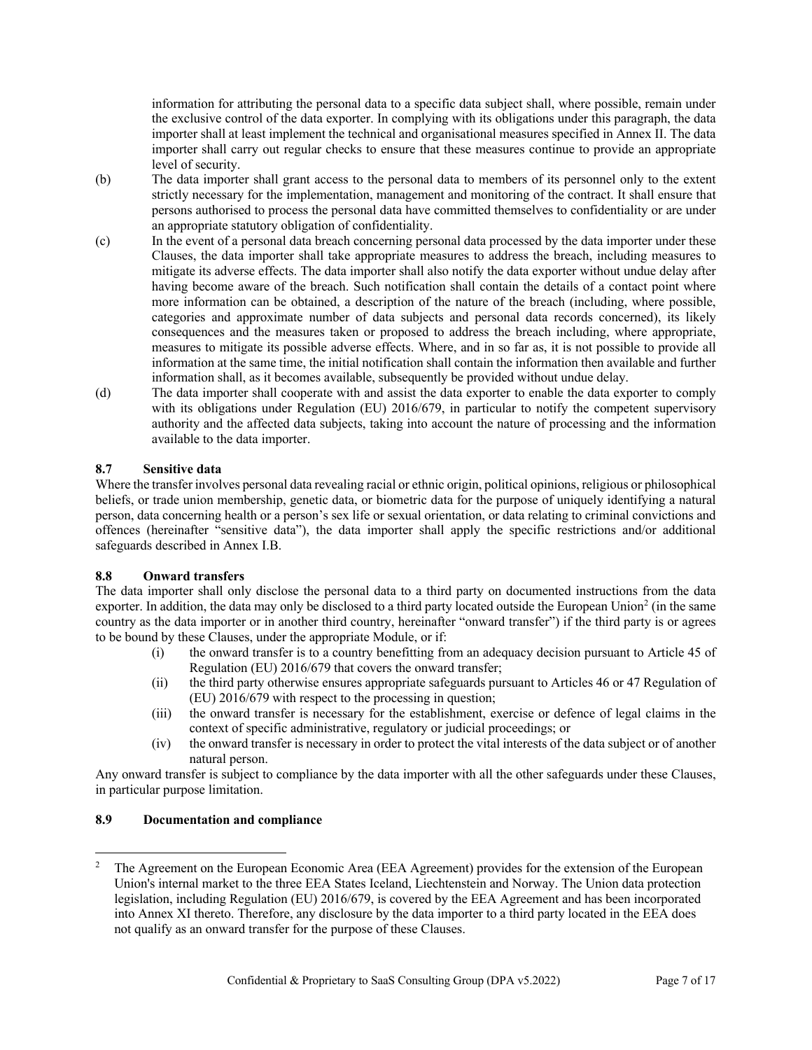information for attributing the personal data to a specific data subject shall, where possible, remain under the exclusive control of the data exporter. In complying with its obligations under this paragraph, the data importer shall at least implement the technical and organisational measures specified in Annex II. The data importer shall carry out regular checks to ensure that these measures continue to provide an appropriate level of security.

(b) The data importer shall grant access to the personal data to members of its personnel only to the extent strictly necessary for the implementation, management and monitoring of the contract. It shall ensure that persons authorised to process the personal data have committed themselves to confidentiality or are under an appropriate statutory obligation of confidentiality.

(c) In the event of a personal data breach concerning personal data processed by the data importer under these Clauses, the data importer shall take appropriate measures to address the breach, including measures to mitigate its adverse effects. The data importer shall also notify the data exporter without undue delay after having become aware of the breach. Such notification shall contain the details of a contact point where more information can be obtained, a description of the nature of the breach (including, where possible, categories and approximate number of data subjects and personal data records concerned), its likely consequences and the measures taken or proposed to address the breach including, where appropriate, measures to mitigate its possible adverse effects. Where, and in so far as, it is not possible to provide all information at the same time, the initial notification shall contain the information then available and further information shall, as it becomes available, subsequently be provided without undue delay.

(d) The data importer shall cooperate with and assist the data exporter to enable the data exporter to comply with its obligations under Regulation (EU) 2016/679, in particular to notify the competent supervisory authority and the affected data subjects, taking into account the nature of processing and the information available to the data importer.

**8.7 Sensitive data**

Where the transfer involves personal data revealing racial or ethnic origin, political opinions, religious or philosophical beliefs, or trade union membership, genetic data, or biometric data for the purpose of uniquely identifying a natural person, data concerning health or a person's sex life or sexual orientation, or data relating to criminal convictions and offences (hereinafter "sensitive data"), the data importer shall apply the specific restrictions and/or additional safeguards described in Annex I.B.

**8.8 Onward transfers**

The data importer shall only disclose the personal data to a third party on documented instructions from the data exporter. In addition, the data may only be disclosed to a third party located outside the European Union[2] (in the same country as the data importer or in another third country, hereinafter "onward transfer") if the third party is or agrees to be bound by these Clauses, under the appropriate Module, or if:

(i) the onward transfer is to a country benefitting from an adequacy decision pursuant to Article 45 of Regulation (EU) 2016/679 that covers the onward transfer;

(ii) the third party otherwise ensures appropriate safeguards pursuant to Articles 46 or 47 Regulation of (EU) 2016/679 with respect to the processing in question;

(iii) the onward transfer is necessary for the establishment, exercise or defence of legal claims in the context of specific administrative, regulatory or judicial proceedings; or

(iv) the onward transfer is necessary in order to protect the vital interests of the data subject or of another natural person.

Any onward transfer is subject to compliance by the data importer with all the other safeguards under these Clauses, in particular purpose limitation.

**8.9 Documentation and compliance**

[2] The Agreement on the European Economic Area (EEA Agreement) provides for the extension of the European Union's internal market to the three EEA States Iceland, Liechtenstein and Norway. The Union data protection legislation, including Regulation (EU) 2016/679, is covered by the EEA Agreement and has been incorporated into Annex XI thereto. Therefore, any disclosure by the data importer to a third party located in the EEA does not qualify as an onward transfer for the purpose of these Clauses.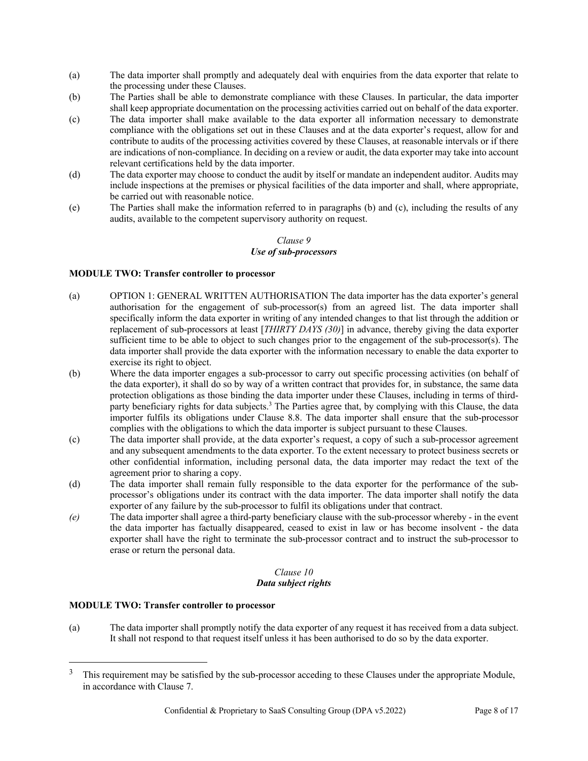(a) The data importer shall promptly and adequately deal with enquiries from the data exporter that relate to the processing under these Clauses.

(b) The Parties shall be able to demonstrate compliance with these Clauses. In particular, the data importer shall keep appropriate documentation on the processing activities carried out on behalf of the data exporter.

(c) The data importer shall make available to the data exporter all information necessary to demonstrate compliance with the obligations set out in these Clauses and at the data exporter's request, allow for and contribute to audits of the processing activities covered by these Clauses, at reasonable intervals or if there are indications of non-compliance. In deciding on a review or audit, the data exporter may take into account relevant certifications held by the data importer.

(d) The data exporter may choose to conduct the audit by itself or mandate an independent auditor. Audits may include inspections at the premises or physical facilities of the data importer and shall, where appropriate, be carried out with reasonable notice.

(e) The Parties shall make the information referred to in paragraphs (b) and (c), including the results of any audits, available to the competent supervisory authority on request.

*Clause 9*
***Use of sub-processors***

**MODULE TWO: Transfer controller to processor**

(a) OPTION 1: GENERAL WRITTEN AUTHORISATION The data importer has the data exporter's general authorisation for the engagement of sub-processor(s) from an agreed list. The data importer shall specifically inform the data exporter in writing of any intended changes to that list through the addition or replacement of sub-processors at least [*THIRTY DAYS (30)*] in advance, thereby giving the data exporter sufficient time to be able to object to such changes prior to the engagement of the sub-processor(s). The data importer shall provide the data exporter with the information necessary to enable the data exporter to exercise its right to object.

(b) Where the data importer engages a sub-processor to carry out specific processing activities (on behalf of the data exporter), it shall do so by way of a written contract that provides for, in substance, the same data protection obligations as those binding the data importer under these Clauses, including in terms of third-party beneficiary rights for data subjects.[3] The Parties agree that, by complying with this Clause, the data importer fulfils its obligations under Clause 8.8. The data importer shall ensure that the sub-processor complies with the obligations to which the data importer is subject pursuant to these Clauses.

(c) The data importer shall provide, at the data exporter's request, a copy of such a sub-processor agreement and any subsequent amendments to the data exporter. To the extent necessary to protect business secrets or other confidential information, including personal data, the data importer may redact the text of the agreement prior to sharing a copy.

(d) The data importer shall remain fully responsible to the data exporter for the performance of the sub-processor's obligations under its contract with the data importer. The data importer shall notify the data exporter of any failure by the sub-processor to fulfil its obligations under that contract.

*(e)* The data importer shall agree a third-party beneficiary clause with the sub-processor whereby - in the event the data importer has factually disappeared, ceased to exist in law or has become insolvent - the data exporter shall have the right to terminate the sub-processor contract and to instruct the sub-processor to erase or return the personal data.

*Clause 10*
***Data subject rights***

**MODULE TWO: Transfer controller to processor**

(a) The data importer shall promptly notify the data exporter of any request it has received from a data subject. It shall not respond to that request itself unless it has been authorised to do so by the data exporter.

[3] This requirement may be satisfied by the sub-processor acceding to these Clauses under the appropriate Module, in accordance with Clause 7.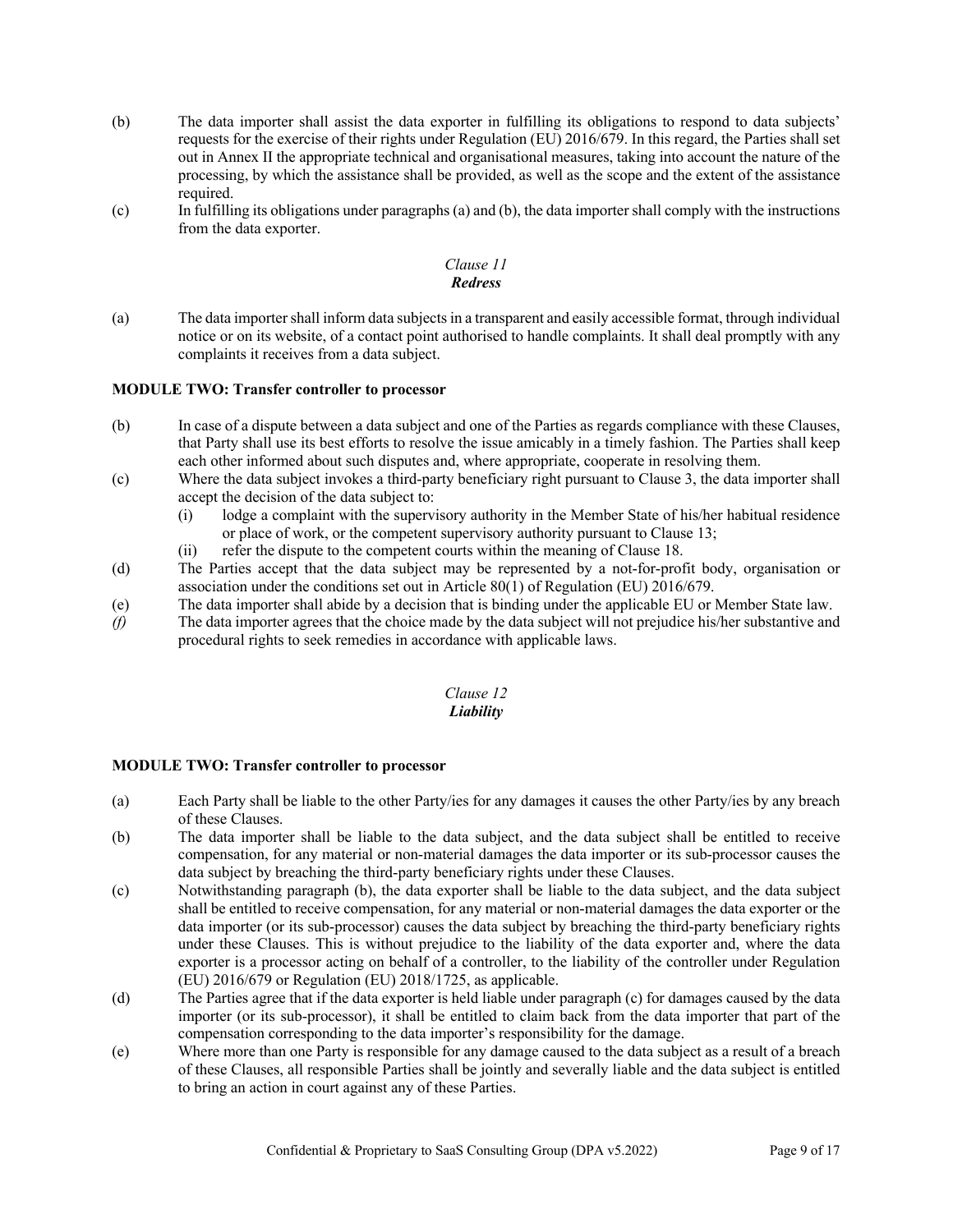(b) The data importer shall assist the data exporter in fulfilling its obligations to respond to data subjects' requests for the exercise of their rights under Regulation (EU) 2016/679. In this regard, the Parties shall set out in Annex II the appropriate technical and organisational measures, taking into account the nature of the processing, by which the assistance shall be provided, as well as the scope and the extent of the assistance required.

(c) In fulfilling its obligations under paragraphs (a) and (b), the data importer shall comply with the instructions from the data exporter.

*Clause 11*
***Redress***

(a) The data importer shall inform data subjects in a transparent and easily accessible format, through individual notice or on its website, of a contact point authorised to handle complaints. It shall deal promptly with any complaints it receives from a data subject.

**MODULE TWO: Transfer controller to processor**

(b) In case of a dispute between a data subject and one of the Parties as regards compliance with these Clauses, that Party shall use its best efforts to resolve the issue amicably in a timely fashion. The Parties shall keep each other informed about such disputes and, where appropriate, cooperate in resolving them.

(c) Where the data subject invokes a third-party beneficiary right pursuant to Clause 3, the data importer shall accept the decision of the data subject to:
   (i) lodge a complaint with the supervisory authority in the Member State of his/her habitual residence or place of work, or the competent supervisory authority pursuant to Clause 13;
   (ii) refer the dispute to the competent courts within the meaning of Clause 18.

(d) The Parties accept that the data subject may be represented by a not-for-profit body, organisation or association under the conditions set out in Article 80(1) of Regulation (EU) 2016/679.

(e) The data importer shall abide by a decision that is binding under the applicable EU or Member State law.

*(f)* The data importer agrees that the choice made by the data subject will not prejudice his/her substantive and procedural rights to seek remedies in accordance with applicable laws.

*Clause 12*
***Liability***

**MODULE TWO: Transfer controller to processor**

(a) Each Party shall be liable to the other Party/ies for any damages it causes the other Party/ies by any breach of these Clauses.

(b) The data importer shall be liable to the data subject, and the data subject shall be entitled to receive compensation, for any material or non-material damages the data importer or its sub-processor causes the data subject by breaching the third-party beneficiary rights under these Clauses.

(c) Notwithstanding paragraph (b), the data exporter shall be liable to the data subject, and the data subject shall be entitled to receive compensation, for any material or non-material damages the data exporter or the data importer (or its sub-processor) causes the data subject by breaching the third-party beneficiary rights under these Clauses. This is without prejudice to the liability of the data exporter and, where the data exporter is a processor acting on behalf of a controller, to the liability of the controller under Regulation (EU) 2016/679 or Regulation (EU) 2018/1725, as applicable.

(d) The Parties agree that if the data exporter is held liable under paragraph (c) for damages caused by the data importer (or its sub-processor), it shall be entitled to claim back from the data importer that part of the compensation corresponding to the data importer's responsibility for the damage.

(e) Where more than one Party is responsible for any damage caused to the data subject as a result of a breach of these Clauses, all responsible Parties shall be jointly and severally liable and the data subject is entitled to bring an action in court against any of these Parties.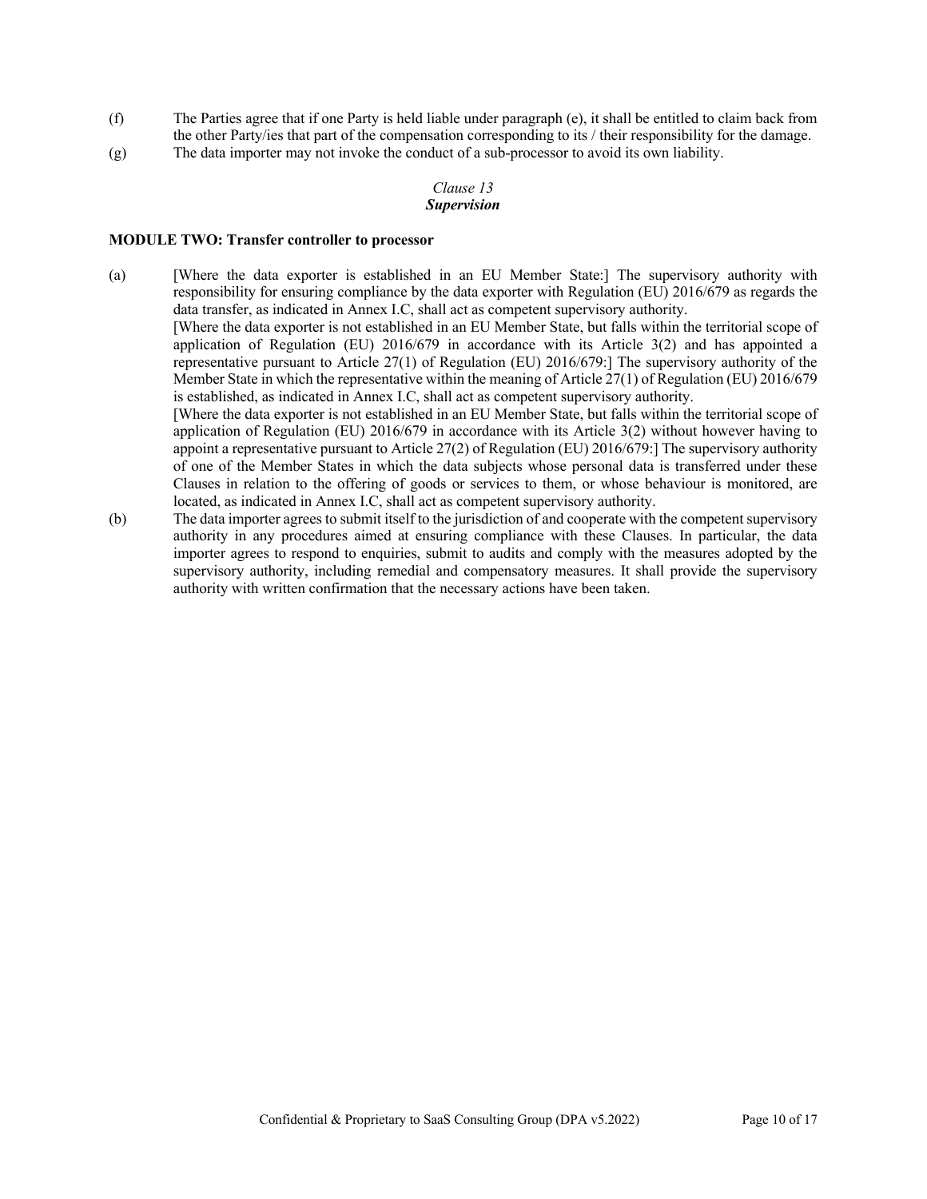(f) The Parties agree that if one Party is held liable under paragraph (e), it shall be entitled to claim back from the other Party/ies that part of the compensation corresponding to its / their responsibility for the damage.

(g) The data importer may not invoke the conduct of a sub-processor to avoid its own liability.

*Clause 13*
***Supervision***

**MODULE TWO: Transfer controller to processor**

(a) [Where the data exporter is established in an EU Member State:] The supervisory authority with responsibility for ensuring compliance by the data exporter with Regulation (EU) 2016/679 as regards the data transfer, as indicated in Annex I.C, shall act as competent supervisory authority.
[Where the data exporter is not established in an EU Member State, but falls within the territorial scope of application of Regulation (EU) 2016/679 in accordance with its Article 3(2) and has appointed a representative pursuant to Article 27(1) of Regulation (EU) 2016/679:] The supervisory authority of the Member State in which the representative within the meaning of Article 27(1) of Regulation (EU) 2016/679 is established, as indicated in Annex I.C, shall act as competent supervisory authority.
[Where the data exporter is not established in an EU Member State, but falls within the territorial scope of application of Regulation (EU) 2016/679 in accordance with its Article 3(2) without however having to appoint a representative pursuant to Article 27(2) of Regulation (EU) 2016/679:] The supervisory authority of one of the Member States in which the data subjects whose personal data is transferred under these Clauses in relation to the offering of goods or services to them, or whose behaviour is monitored, are located, as indicated in Annex I.C, shall act as competent supervisory authority.

(b) The data importer agrees to submit itself to the jurisdiction of and cooperate with the competent supervisory authority in any procedures aimed at ensuring compliance with these Clauses. In particular, the data importer agrees to respond to enquiries, submit to audits and comply with the measures adopted by the supervisory authority, including remedial and compensatory measures. It shall provide the supervisory authority with written confirmation that the necessary actions have been taken.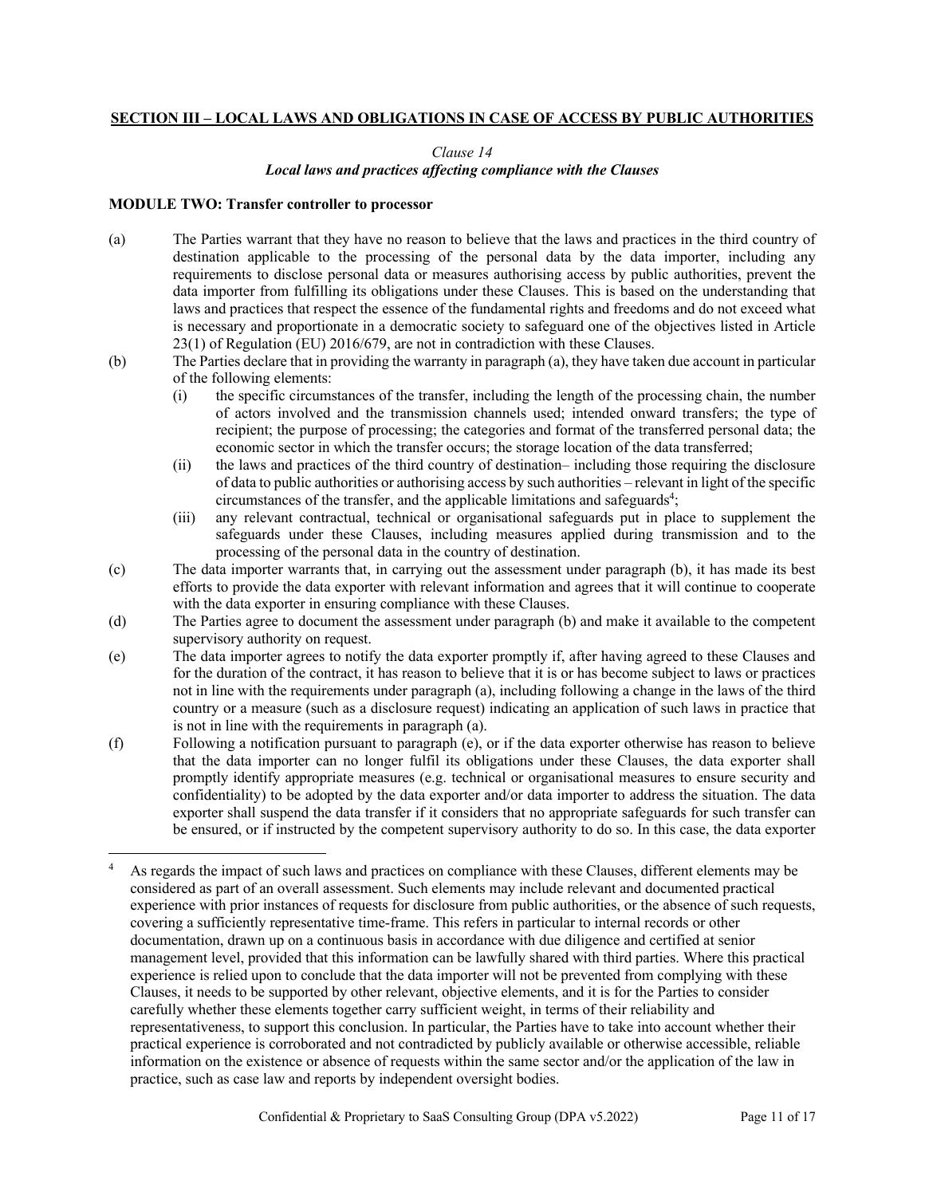## SECTION III – LOCAL LAWS AND OBLIGATIONS IN CASE OF ACCESS BY PUBLIC AUTHORITIES

*Clause 14*

***Local laws and practices affecting compliance with the Clauses***

**MODULE TWO: Transfer controller to processor**

(a) The Parties warrant that they have no reason to believe that the laws and practices in the third country of destination applicable to the processing of the personal data by the data importer, including any requirements to disclose personal data or measures authorising access by public authorities, prevent the data importer from fulfilling its obligations under these Clauses. This is based on the understanding that laws and practices that respect the essence of the fundamental rights and freedoms and do not exceed what is necessary and proportionate in a democratic society to safeguard one of the objectives listed in Article 23(1) of Regulation (EU) 2016/679, are not in contradiction with these Clauses.

(b) The Parties declare that in providing the warranty in paragraph (a), they have taken due account in particular of the following elements:

(i) the specific circumstances of the transfer, including the length of the processing chain, the number of actors involved and the transmission channels used; intended onward transfers; the type of recipient; the purpose of processing; the categories and format of the transferred personal data; the economic sector in which the transfer occurs; the storage location of the data transferred;

(ii) the laws and practices of the third country of destination– including those requiring the disclosure of data to public authorities or authorising access by such authorities – relevant in light of the specific circumstances of the transfer, and the applicable limitations and safeguards[4];

(iii) any relevant contractual, technical or organisational safeguards put in place to supplement the safeguards under these Clauses, including measures applied during transmission and to the processing of the personal data in the country of destination.

(c) The data importer warrants that, in carrying out the assessment under paragraph (b), it has made its best efforts to provide the data exporter with relevant information and agrees that it will continue to cooperate with the data exporter in ensuring compliance with these Clauses.

(d) The Parties agree to document the assessment under paragraph (b) and make it available to the competent supervisory authority on request.

(e) The data importer agrees to notify the data exporter promptly if, after having agreed to these Clauses and for the duration of the contract, it has reason to believe that it is or has become subject to laws or practices not in line with the requirements under paragraph (a), including following a change in the laws of the third country or a measure (such as a disclosure request) indicating an application of such laws in practice that is not in line with the requirements in paragraph (a).

(f) Following a notification pursuant to paragraph (e), or if the data exporter otherwise has reason to believe that the data importer can no longer fulfil its obligations under these Clauses, the data exporter shall promptly identify appropriate measures (e.g. technical or organisational measures to ensure security and confidentiality) to be adopted by the data exporter and/or data importer to address the situation. The data exporter shall suspend the data transfer if it considers that no appropriate safeguards for such transfer can be ensured, or if instructed by the competent supervisory authority to do so. In this case, the data exporter

[4] As regards the impact of such laws and practices on compliance with these Clauses, different elements may be considered as part of an overall assessment. Such elements may include relevant and documented practical experience with prior instances of requests for disclosure from public authorities, or the absence of such requests, covering a sufficiently representative time-frame. This refers in particular to internal records or other documentation, drawn up on a continuous basis in accordance with due diligence and certified at senior management level, provided that this information can be lawfully shared with third parties. Where this practical experience is relied upon to conclude that the data importer will not be prevented from complying with these Clauses, it needs to be supported by other relevant, objective elements, and it is for the Parties to consider carefully whether these elements together carry sufficient weight, in terms of their reliability and representativeness, to support this conclusion. In particular, the Parties have to take into account whether their practical experience is corroborated and not contradicted by publicly available or otherwise accessible, reliable information on the existence or absence of requests within the same sector and/or the application of the law in practice, such as case law and reports by independent oversight bodies.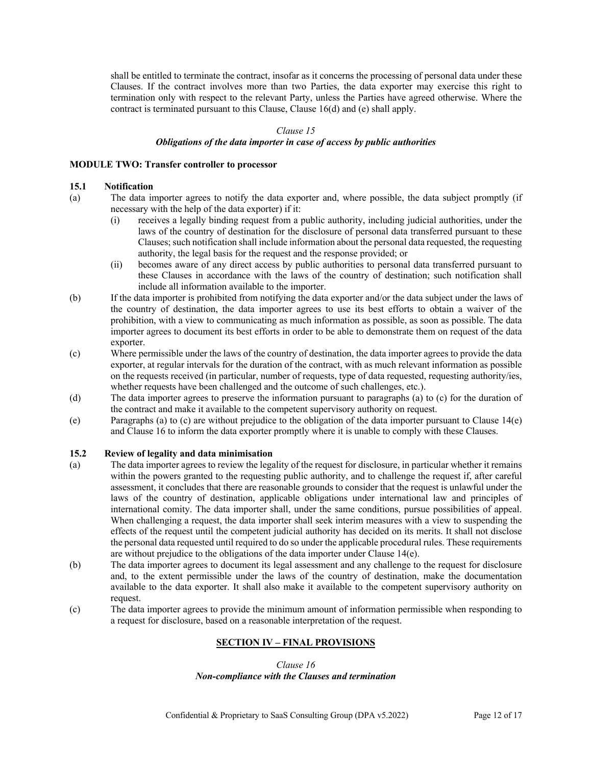shall be entitled to terminate the contract, insofar as it concerns the processing of personal data under these Clauses. If the contract involves more than two Parties, the data exporter may exercise this right to termination only with respect to the relevant Party, unless the Parties have agreed otherwise. Where the contract is terminated pursuant to this Clause, Clause 16(d) and (e) shall apply.

*Clause 15*

***Obligations of the data importer in case of access by public authorities***

**MODULE TWO: Transfer controller to processor**

**15.1 Notification**

(a) The data importer agrees to notify the data exporter and, where possible, the data subject promptly (if necessary with the help of the data exporter) if it:

  (i) receives a legally binding request from a public authority, including judicial authorities, under the laws of the country of destination for the disclosure of personal data transferred pursuant to these Clauses; such notification shall include information about the personal data requested, the requesting authority, the legal basis for the request and the response provided; or

  (ii) becomes aware of any direct access by public authorities to personal data transferred pursuant to these Clauses in accordance with the laws of the country of destination; such notification shall include all information available to the importer.

(b) If the data importer is prohibited from notifying the data exporter and/or the data subject under the laws of the country of destination, the data importer agrees to use its best efforts to obtain a waiver of the prohibition, with a view to communicating as much information as possible, as soon as possible. The data importer agrees to document its best efforts in order to be able to demonstrate them on request of the data exporter.

(c) Where permissible under the laws of the country of destination, the data importer agrees to provide the data exporter, at regular intervals for the duration of the contract, with as much relevant information as possible on the requests received (in particular, number of requests, type of data requested, requesting authority/ies, whether requests have been challenged and the outcome of such challenges, etc.).

(d) The data importer agrees to preserve the information pursuant to paragraphs (a) to (c) for the duration of the contract and make it available to the competent supervisory authority on request.

(e) Paragraphs (a) to (c) are without prejudice to the obligation of the data importer pursuant to Clause 14(e) and Clause 16 to inform the data exporter promptly where it is unable to comply with these Clauses.

**15.2 Review of legality and data minimisation**

(a) The data importer agrees to review the legality of the request for disclosure, in particular whether it remains within the powers granted to the requesting public authority, and to challenge the request if, after careful assessment, it concludes that there are reasonable grounds to consider that the request is unlawful under the laws of the country of destination, applicable obligations under international law and principles of international comity. The data importer shall, under the same conditions, pursue possibilities of appeal. When challenging a request, the data importer shall seek interim measures with a view to suspending the effects of the request until the competent judicial authority has decided on its merits. It shall not disclose the personal data requested until required to do so under the applicable procedural rules. These requirements are without prejudice to the obligations of the data importer under Clause 14(e).

(b) The data importer agrees to document its legal assessment and any challenge to the request for disclosure and, to the extent permissible under the laws of the country of destination, make the documentation available to the data exporter. It shall also make it available to the competent supervisory authority on request.

(c) The data importer agrees to provide the minimum amount of information permissible when responding to a request for disclosure, based on a reasonable interpretation of the request.

## SECTION IV – FINAL PROVISIONS

*Clause 16*

***Non-compliance with the Clauses and termination***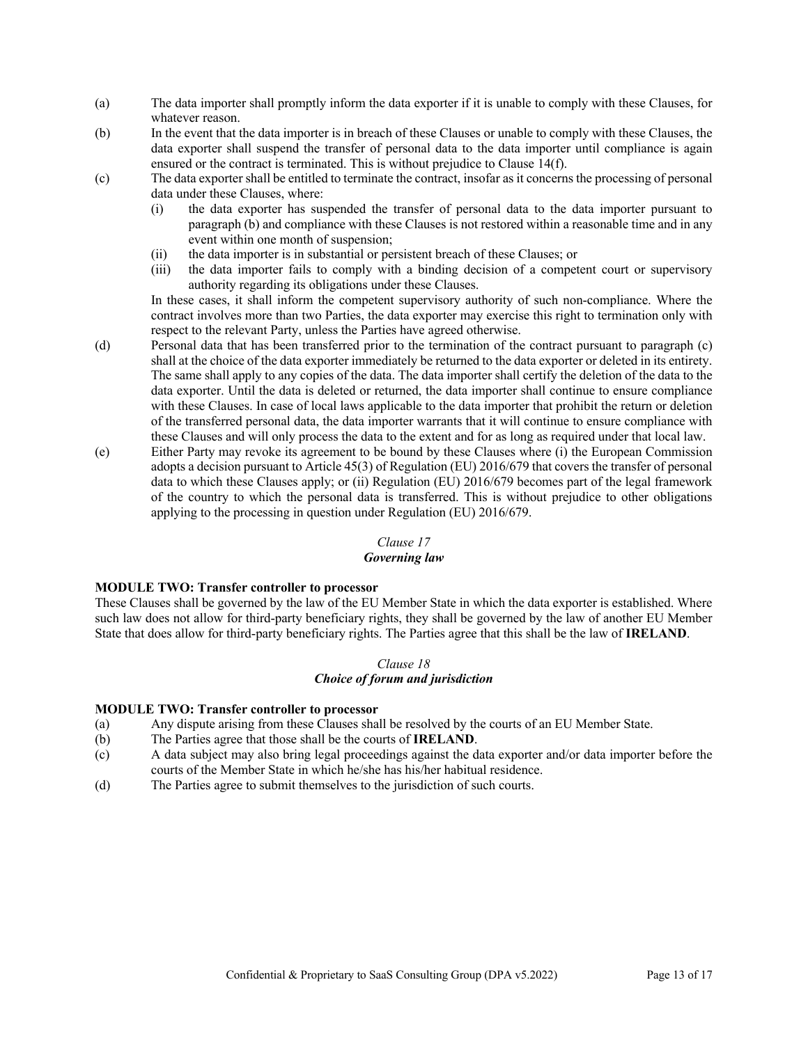(a) The data importer shall promptly inform the data exporter if it is unable to comply with these Clauses, for whatever reason.

(b) In the event that the data importer is in breach of these Clauses or unable to comply with these Clauses, the data exporter shall suspend the transfer of personal data to the data importer until compliance is again ensured or the contract is terminated. This is without prejudice to Clause 14(f).

(c) The data exporter shall be entitled to terminate the contract, insofar as it concerns the processing of personal data under these Clauses, where:

   (i) the data exporter has suspended the transfer of personal data to the data importer pursuant to paragraph (b) and compliance with these Clauses is not restored within a reasonable time and in any event within one month of suspension;

   (ii) the data importer is in substantial or persistent breach of these Clauses; or

   (iii) the data importer fails to comply with a binding decision of a competent court or supervisory authority regarding its obligations under these Clauses.

   In these cases, it shall inform the competent supervisory authority of such non-compliance. Where the contract involves more than two Parties, the data exporter may exercise this right to termination only with respect to the relevant Party, unless the Parties have agreed otherwise.

(d) Personal data that has been transferred prior to the termination of the contract pursuant to paragraph (c) shall at the choice of the data exporter immediately be returned to the data exporter or deleted in its entirety. The same shall apply to any copies of the data. The data importer shall certify the deletion of the data to the data exporter. Until the data is deleted or returned, the data importer shall continue to ensure compliance with these Clauses. In case of local laws applicable to the data importer that prohibit the return or deletion of the transferred personal data, the data importer warrants that it will continue to ensure compliance with these Clauses and will only process the data to the extent and for as long as required under that local law.

(e) Either Party may revoke its agreement to be bound by these Clauses where (i) the European Commission adopts a decision pursuant to Article 45(3) of Regulation (EU) 2016/679 that covers the transfer of personal data to which these Clauses apply; or (ii) Regulation (EU) 2016/679 becomes part of the legal framework of the country to which the personal data is transferred. This is without prejudice to other obligations applying to the processing in question under Regulation (EU) 2016/679.

## *Clause 17*
## ***Governing law***

**MODULE TWO: Transfer controller to processor**

These Clauses shall be governed by the law of the EU Member State in which the data exporter is established. Where such law does not allow for third-party beneficiary rights, they shall be governed by the law of another EU Member State that does allow for third-party beneficiary rights. The Parties agree that this shall be the law of **IRELAND**.

## *Clause 18*
## ***Choice of forum and jurisdiction***

**MODULE TWO: Transfer controller to processor**

(a) Any dispute arising from these Clauses shall be resolved by the courts of an EU Member State.

(b) The Parties agree that those shall be the courts of **IRELAND**.

(c) A data subject may also bring legal proceedings against the data exporter and/or data importer before the courts of the Member State in which he/she has his/her habitual residence.

(d) The Parties agree to submit themselves to the jurisdiction of such courts.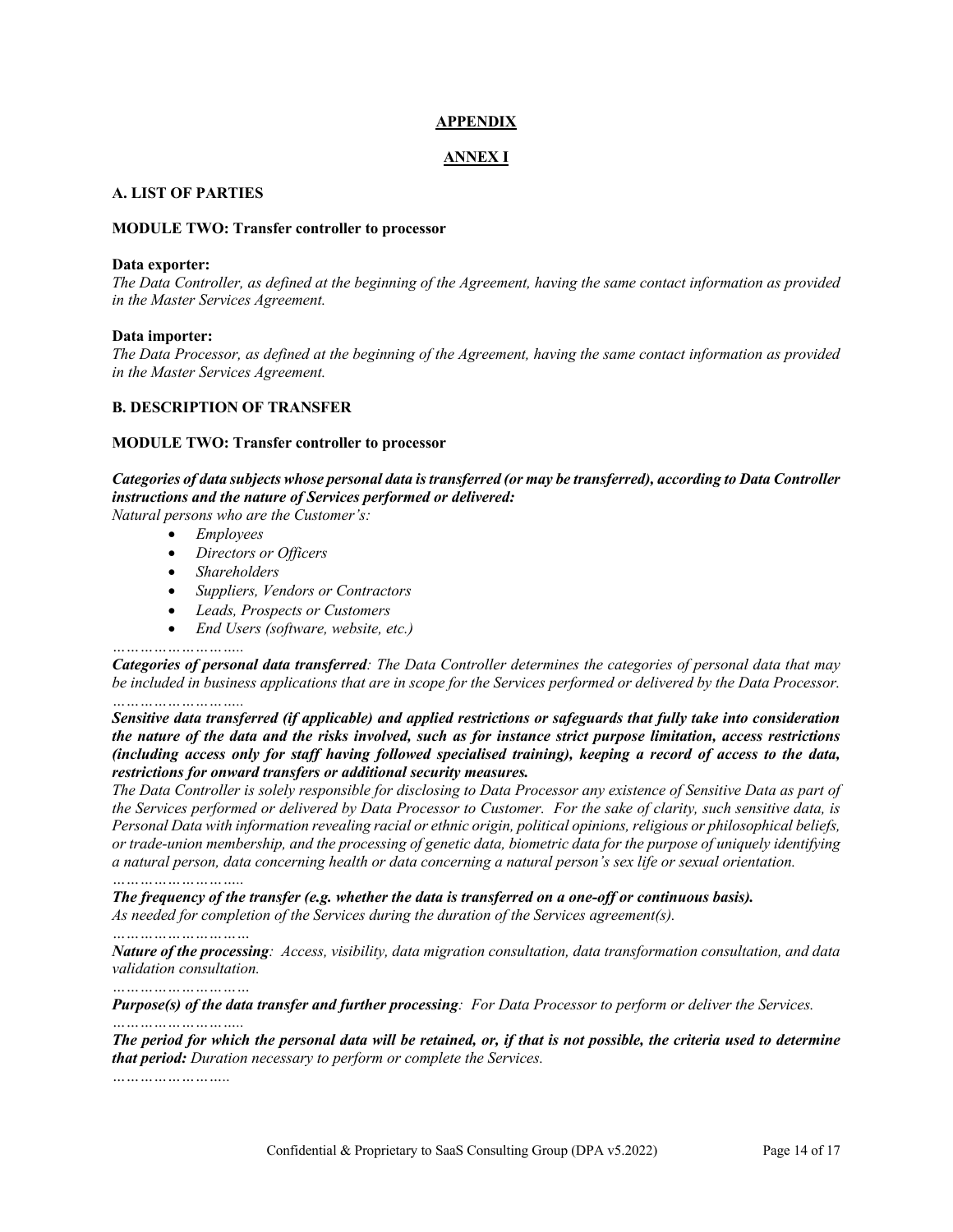## APPENDIX

## ANNEX I

### A. LIST OF PARTIES

**MODULE TWO: Transfer controller to processor**

**Data exporter:**
*The Data Controller, as defined at the beginning of the Agreement, having the same contact information as provided in the Master Services Agreement.*

**Data importer:**
*The Data Processor, as defined at the beginning of the Agreement, having the same contact information as provided in the Master Services Agreement.*

### B. DESCRIPTION OF TRANSFER

**MODULE TWO: Transfer controller to processor**

***Categories of data subjects whose personal data is transferred (or may be transferred), according to Data Controller instructions and the nature of Services performed or delivered:***
*Natural persons who are the Customer's:*

- *Employees*
- *Directors or Officers*
- *Shareholders*
- *Suppliers, Vendors or Contractors*
- *Leads, Prospects or Customers*
- *End Users (software, website, etc.)*

*………………………..*

***Categories of personal data transferred****: The Data Controller determines the categories of personal data that may be included in business applications that are in scope for the Services performed or delivered by the Data Processor.*

*………………………..*

***Sensitive data transferred (if applicable) and applied restrictions or safeguards that fully take into consideration the nature of the data and the risks involved, such as for instance strict purpose limitation, access restrictions (including access only for staff having followed specialised training), keeping a record of access to the data, restrictions for onward transfers or additional security measures.***
*The Data Controller is solely responsible for disclosing to Data Processor any existence of Sensitive Data as part of the Services performed or delivered by Data Processor to Customer. For the sake of clarity, such sensitive data, is Personal Data with information revealing racial or ethnic origin, political opinions, religious or philosophical beliefs, or trade-union membership, and the processing of genetic data, biometric data for the purpose of uniquely identifying a natural person, data concerning health or data concerning a natural person's sex life or sexual orientation.*

*………………………..*

***The frequency of the transfer (e.g. whether the data is transferred on a one-off or continuous basis).***
*As needed for completion of the Services during the duration of the Services agreement(s).*

*…………………………*

***Nature of the processing****: Access, visibility, data migration consultation, data transformation consultation, and data validation consultation.*

*…………………………*

***Purpose(s) of the data transfer and further processing****: For Data Processor to perform or deliver the Services.*

*………………………..*

***The period for which the personal data will be retained, or, if that is not possible, the criteria used to determine that period:*** *Duration necessary to perform or complete the Services.*

*……………………..*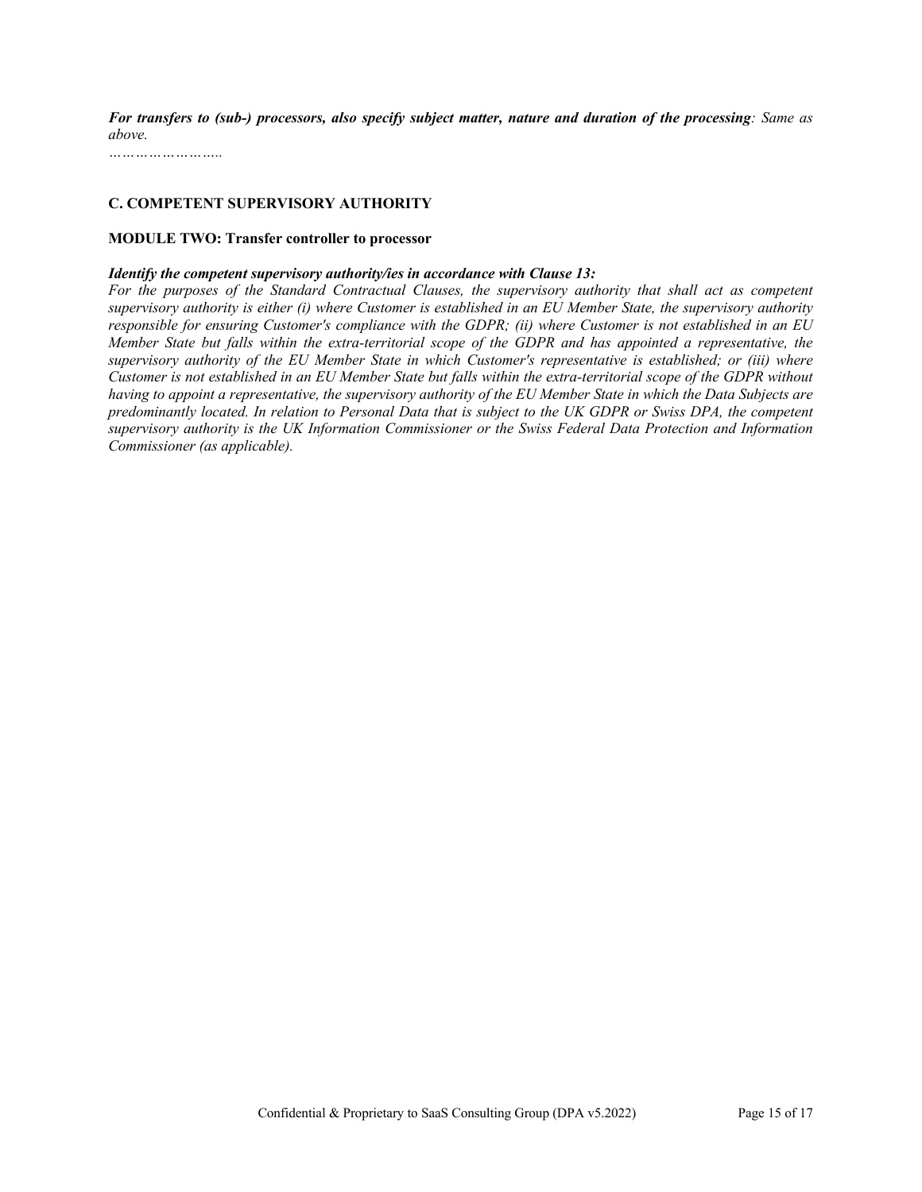***For transfers to (sub-) processors, also specify subject matter, nature and duration of the processing****: Same as above.*

*……………………..*

**C. COMPETENT SUPERVISORY AUTHORITY**

**MODULE TWO: Transfer controller to processor**

***Identify the competent supervisory authority/ies in accordance with Clause 13:***

*For the purposes of the Standard Contractual Clauses, the supervisory authority that shall act as competent supervisory authority is either (i) where Customer is established in an EU Member State, the supervisory authority responsible for ensuring Customer's compliance with the GDPR; (ii) where Customer is not established in an EU Member State but falls within the extra-territorial scope of the GDPR and has appointed a representative, the supervisory authority of the EU Member State in which Customer's representative is established; or (iii) where Customer is not established in an EU Member State but falls within the extra-territorial scope of the GDPR without having to appoint a representative, the supervisory authority of the EU Member State in which the Data Subjects are predominantly located. In relation to Personal Data that is subject to the UK GDPR or Swiss DPA, the competent supervisory authority is the UK Information Commissioner or the Swiss Federal Data Protection and Information Commissioner (as applicable).*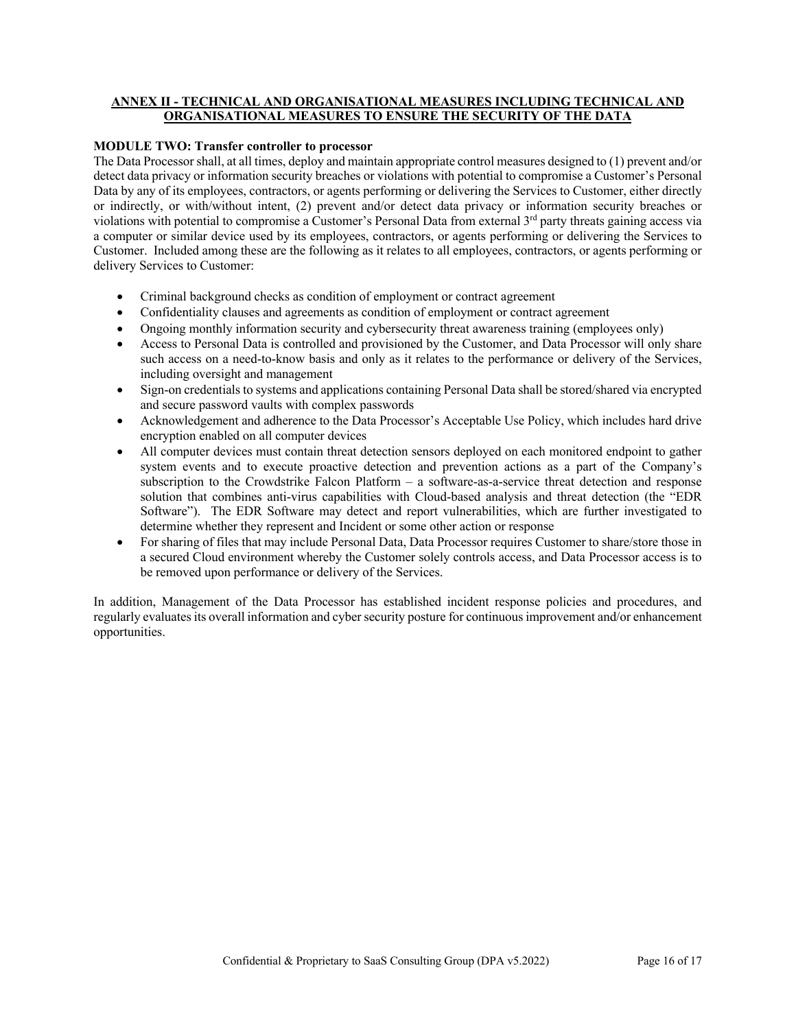## ANNEX II - TECHNICAL AND ORGANISATIONAL MEASURES INCLUDING TECHNICAL AND ORGANISATIONAL MEASURES TO ENSURE THE SECURITY OF THE DATA

**MODULE TWO: Transfer controller to processor**

The Data Processor shall, at all times, deploy and maintain appropriate control measures designed to (1) prevent and/or detect data privacy or information security breaches or violations with potential to compromise a Customer's Personal Data by any of its employees, contractors, or agents performing or delivering the Services to Customer, either directly or indirectly, or with/without intent, (2) prevent and/or detect data privacy or information security breaches or violations with potential to compromise a Customer's Personal Data from external 3rd party threats gaining access via a computer or similar device used by its employees, contractors, or agents performing or delivering the Services to Customer. Included among these are the following as it relates to all employees, contractors, or agents performing or delivery Services to Customer:

- Criminal background checks as condition of employment or contract agreement
- Confidentiality clauses and agreements as condition of employment or contract agreement
- Ongoing monthly information security and cybersecurity threat awareness training (employees only)
- Access to Personal Data is controlled and provisioned by the Customer, and Data Processor will only share such access on a need-to-know basis and only as it relates to the performance or delivery of the Services, including oversight and management
- Sign-on credentials to systems and applications containing Personal Data shall be stored/shared via encrypted and secure password vaults with complex passwords
- Acknowledgement and adherence to the Data Processor's Acceptable Use Policy, which includes hard drive encryption enabled on all computer devices
- All computer devices must contain threat detection sensors deployed on each monitored endpoint to gather system events and to execute proactive detection and prevention actions as a part of the Company's subscription to the Crowdstrike Falcon Platform – a software-as-a-service threat detection and response solution that combines anti-virus capabilities with Cloud-based analysis and threat detection (the "EDR Software"). The EDR Software may detect and report vulnerabilities, which are further investigated to determine whether they represent and Incident or some other action or response
- For sharing of files that may include Personal Data, Data Processor requires Customer to share/store those in a secured Cloud environment whereby the Customer solely controls access, and Data Processor access is to be removed upon performance or delivery of the Services.

In addition, Management of the Data Processor has established incident response policies and procedures, and regularly evaluates its overall information and cyber security posture for continuous improvement and/or enhancement opportunities.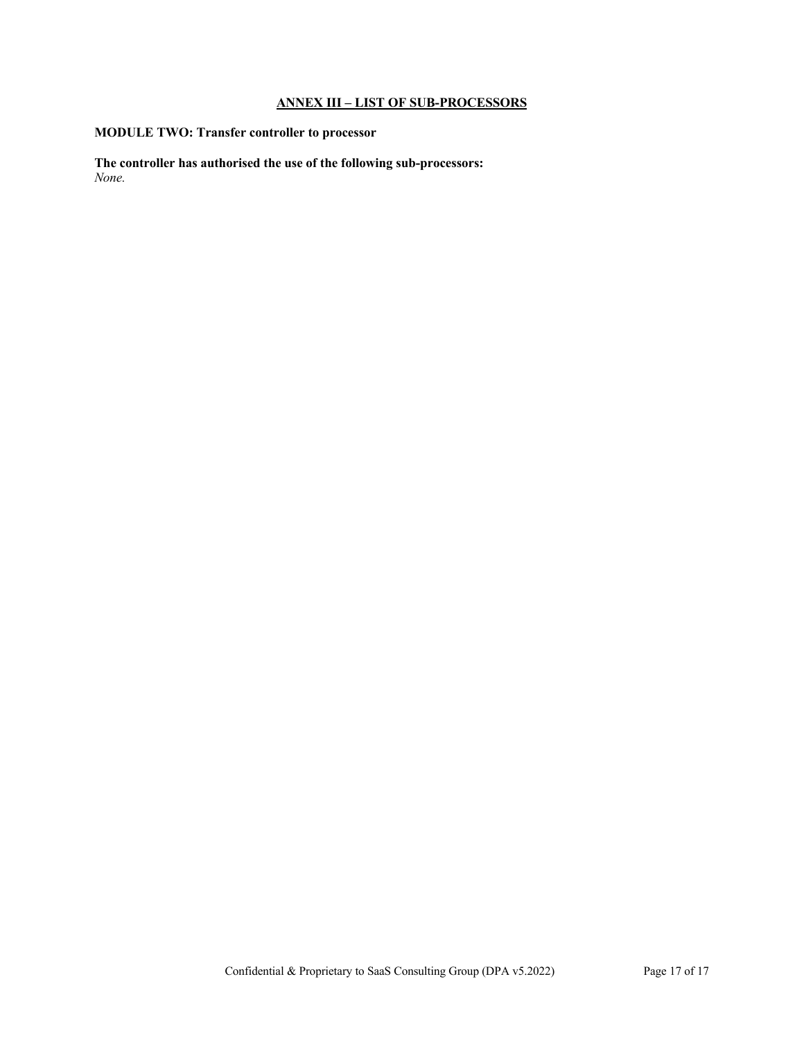## ANNEX III – LIST OF SUB-PROCESSORS

**MODULE TWO: Transfer controller to processor**

**The controller has authorised the use of the following sub-processors:**
*None.*